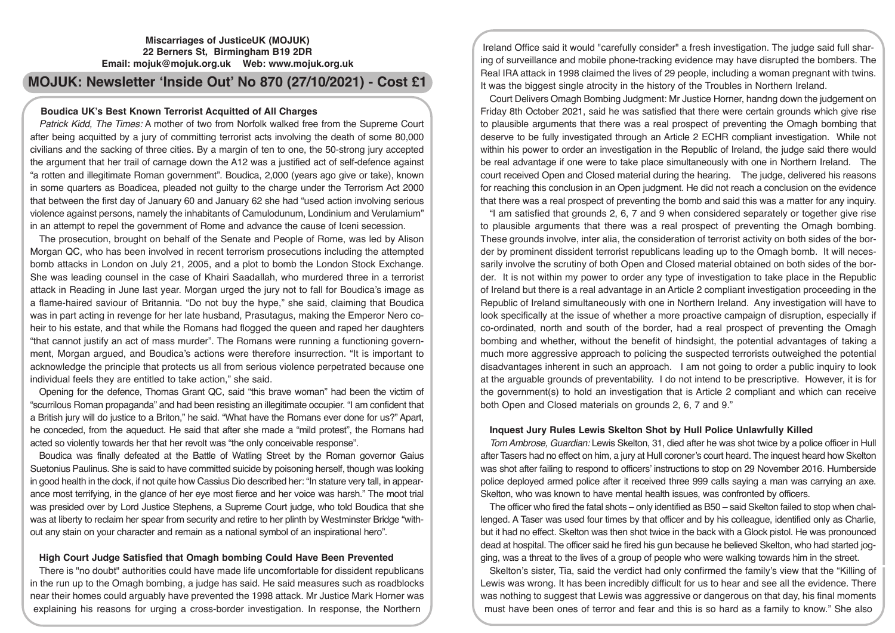**Miscarriages of JusticeUK (MOJUK)**
**22 Berners St, Birmingham B19 2DR**
**Email: mojuk@mojuk.org.uk Web: www.mojuk.org.uk**

# MOJUK: Newsletter 'Inside Out' No 870 (27/10/2021) - Cost £1

### Boudica UK's Best Known Terrorist Acquitted of All Charges

*Patrick Kidd, The Times:* A mother of two from Norfolk walked free from the Supreme Court after being acquitted by a jury of committing terrorist acts involving the death of some 80,000 civilians and the sacking of three cities. By a margin of ten to one, the 50-strong jury accepted the argument that her trail of carnage down the A12 was a justified act of self-defence against "a rotten and illegitimate Roman government". Boudica, 2,000 (years ago give or take), known in some quarters as Boadicea, pleaded not guilty to the charge under the Terrorism Act 2000 that between the first day of January 60 and January 62 she had "used action involving serious violence against persons, namely the inhabitants of Camulodunum, Londinium and Verulamium" in an attempt to repel the government of Rome and advance the cause of Iceni secession.

The prosecution, brought on behalf of the Senate and People of Rome, was led by Alison Morgan QC, who has been involved in recent terrorism prosecutions including the attempted bomb attacks in London on July 21, 2005, and a plot to bomb the London Stock Exchange. She was leading counsel in the case of Khairi Saadallah, who murdered three in a terrorist attack in Reading in June last year. Morgan urged the jury not to fall for Boudica's image as a flame-haired saviour of Britannia. "Do not buy the hype," she said, claiming that Boudica was in part acting in revenge for her late husband, Prasutagus, making the Emperor Nero co-heir to his estate, and that while the Romans had flogged the queen and raped her daughters "that cannot justify an act of mass murder". The Romans were running a functioning government, Morgan argued, and Boudica's actions were therefore insurrection. "It is important to acknowledge the principle that protects us all from serious violence perpetrated because one individual feels they are entitled to take action," she said.

Opening for the defence, Thomas Grant QC, said "this brave woman" had been the victim of "scurrilous Roman propaganda" and had been resisting an illegitimate occupier. "I am confident that a British jury will do justice to a Briton," he said. "What have the Romans ever done for us?" Apart, he conceded, from the aqueduct. He said that after she made a "mild protest", the Romans had acted so violently towards her that her revolt was "the only conceivable response".

Boudica was finally defeated at the Battle of Watling Street by the Roman governor Gaius Suetonius Paulinus. She is said to have committed suicide by poisoning herself, though was looking in good health in the dock, if not quite how Cassius Dio described her: "In stature very tall, in appearance most terrifying, in the glance of her eye most fierce and her voice was harsh." The moot trial was presided over by Lord Justice Stephens, a Supreme Court judge, who told Boudica that she was at liberty to reclaim her spear from security and retire to her plinth by Westminster Bridge "without any stain on your character and remain as a national symbol of an inspirational hero".

### High Court Judge Satisfied that Omagh bombing Could Have Been Prevented

There is "no doubt" authorities could have made life uncomfortable for dissident republicans in the run up to the Omagh bombing, a judge has said. He said measures such as roadblocks near their homes could arguably have prevented the 1998 attack. Mr Justice Mark Horner was explaining his reasons for urging a cross-border investigation. In response, the Northern Ireland Office said it would "carefully consider" a fresh investigation. The judge said full sharing of surveillance and mobile phone-tracking evidence may have disrupted the bombers. The Real IRA attack in 1998 claimed the lives of 29 people, including a woman pregnant with twins. It was the biggest single atrocity in the history of the Troubles in Northern Ireland.

Court Delivers Omagh Bombing Judgment: Mr Justice Horner, handng down the judgement on Friday 8th October 2021, said he was satisfied that there were certain grounds which give rise to plausible arguments that there was a real prospect of preventing the Omagh bombing that deserve to be fully investigated through an Article 2 ECHR compliant investigation. While not within his power to order an investigation in the Republic of Ireland, the judge said there would be real advantage if one were to take place simultaneously with one in Northern Ireland. The court received Open and Closed material during the hearing. The judge, delivered his reasons for reaching this conclusion in an Open judgment. He did not reach a conclusion on the evidence that there was a real prospect of preventing the bomb and said this was a matter for any inquiry.

"I am satisfied that grounds 2, 6, 7 and 9 when considered separately or together give rise to plausible arguments that there was a real prospect of preventing the Omagh bombing. These grounds involve, inter alia, the consideration of terrorist activity on both sides of the border by prominent dissident terrorist republicans leading up to the Omagh bomb. It will necessarily involve the scrutiny of both Open and Closed material obtained on both sides of the border. It is not within my power to order any type of investigation to take place in the Republic of Ireland but there is a real advantage in an Article 2 compliant investigation proceeding in the Republic of Ireland simultaneously with one in Northern Ireland. Any investigation will have to look specifically at the issue of whether a more proactive campaign of disruption, especially if co-ordinated, north and south of the border, had a real prospect of preventing the Omagh bombing and whether, without the benefit of hindsight, the potential advantages of taking a much more aggressive approach to policing the suspected terrorists outweighed the potential disadvantages inherent in such an approach. I am not going to order a public inquiry to look at the arguable grounds of preventability. I do not intend to be prescriptive. However, it is for the government(s) to hold an investigation that is Article 2 compliant and which can receive both Open and Closed materials on grounds 2, 6, 7 and 9."

### Inquest Jury Rules Lewis Skelton Shot by Hull Police Unlawfully Killed

*Tom Ambrose, Guardian:* Lewis Skelton, 31, died after he was shot twice by a police officer in Hull after Tasers had no effect on him, a jury at Hull coroner's court heard. The inquest heard how Skelton was shot after failing to respond to officers' instructions to stop on 29 November 2016. Humberside police deployed armed police after it received three 999 calls saying a man was carrying an axe. Skelton, who was known to have mental health issues, was confronted by officers.

The officer who fired the fatal shots – only identified as B50 – said Skelton failed to stop when challenged. A Taser was used four times by that officer and by his colleague, identified only as Charlie, but it had no effect. Skelton was then shot twice in the back with a Glock pistol. He was pronounced dead at hospital. The officer said he fired his gun because he believed Skelton, who had started jogging, was a threat to the lives of a group of people who were walking towards him in the street.

Skelton's sister, Tia, said the verdict had only confirmed the family's view that the "Killing of Lewis was wrong. It has been incredibly difficult for us to hear and see all the evidence. There was nothing to suggest that Lewis was aggressive or dangerous on that day, his final moments must have been ones of terror and fear and this is so hard as a family to know." She also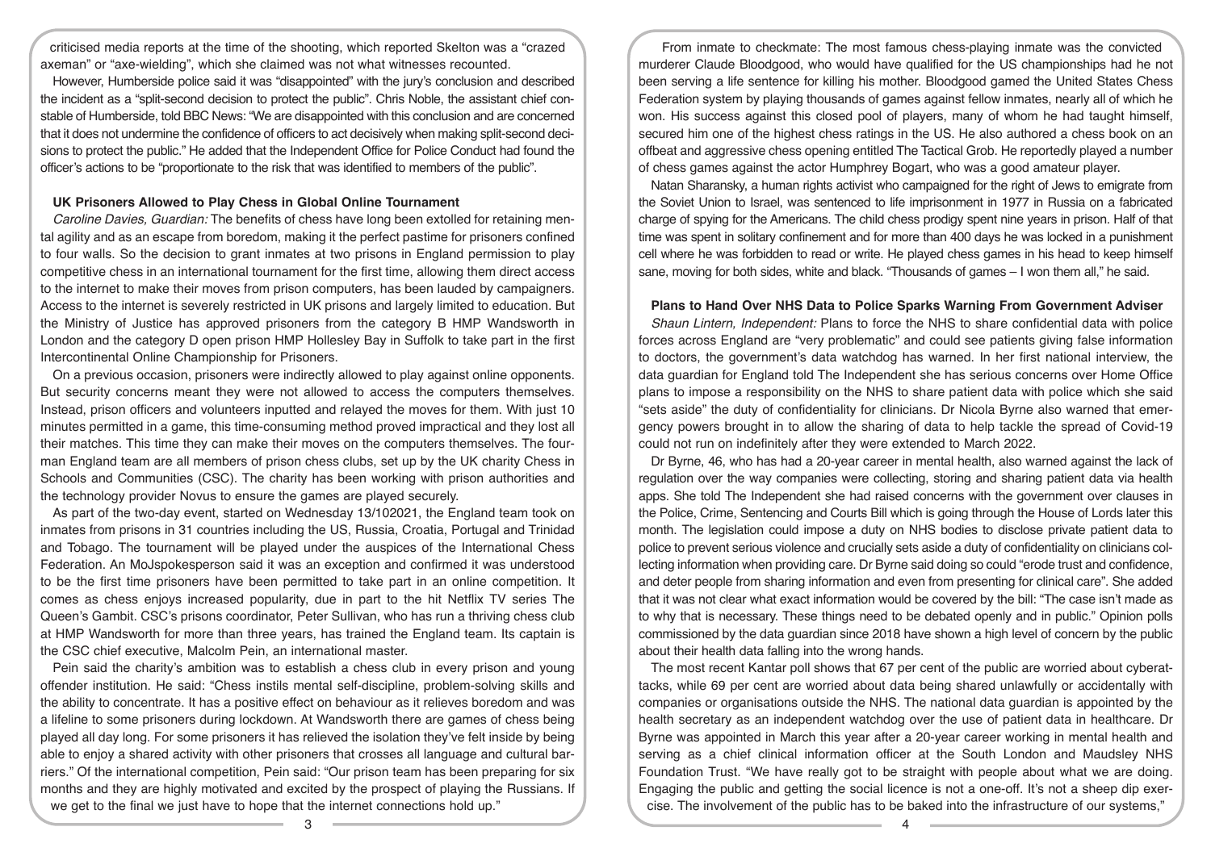criticised media reports at the time of the shooting, which reported Skelton was a "crazed axeman" or "axe-wielding", which she claimed was not what witnesses recounted.

However, Humberside police said it was "disappointed" with the jury's conclusion and described the incident as a "split-second decision to protect the public". Chris Noble, the assistant chief constable of Humberside, told BBC News: "We are disappointed with this conclusion and are concerned that it does not undermine the confidence of officers to act decisively when making split-second decisions to protect the public." He added that the Independent Office for Police Conduct had found the officer's actions to be "proportionate to the risk that was identified to members of the public".

**UK Prisoners Allowed to Play Chess in Global Online Tournament**

*Caroline Davies, Guardian:* The benefits of chess have long been extolled for retaining mental agility and as an escape from boredom, making it the perfect pastime for prisoners confined to four walls. So the decision to grant inmates at two prisons in England permission to play competitive chess in an international tournament for the first time, allowing them direct access to the internet to make their moves from prison computers, has been lauded by campaigners. Access to the internet is severely restricted in UK prisons and largely limited to education. But the Ministry of Justice has approved prisoners from the category B HMP Wandsworth in London and the category D open prison HMP Hollesley Bay in Suffolk to take part in the first Intercontinental Online Championship for Prisoners.

On a previous occasion, prisoners were indirectly allowed to play against online opponents. But security concerns meant they were not allowed to access the computers themselves. Instead, prison officers and volunteers inputted and relayed the moves for them. With just 10 minutes permitted in a game, this time-consuming method proved impractical and they lost all their matches. This time they can make their moves on the computers themselves. The four-man England team are all members of prison chess clubs, set up by the UK charity Chess in Schools and Communities (CSC). The charity has been working with prison authorities and the technology provider Novus to ensure the games are played securely.

As part of the two-day event, started on Wednesday 13/102021, the England team took on inmates from prisons in 31 countries including the US, Russia, Croatia, Portugal and Trinidad and Tobago. The tournament will be played under the auspices of the International Chess Federation. An MoJspokesperson said it was an exception and confirmed it was understood to be the first time prisoners have been permitted to take part in an online competition. It comes as chess enjoys increased popularity, due in part to the hit Netflix TV series The Queen's Gambit. CSC's prisons coordinator, Peter Sullivan, who has run a thriving chess club at HMP Wandsworth for more than three years, has trained the England team. Its captain is the CSC chief executive, Malcolm Pein, an international master.

Pein said the charity's ambition was to establish a chess club in every prison and young offender institution. He said: "Chess instils mental self-discipline, problem-solving skills and the ability to concentrate. It has a positive effect on behaviour as it relieves boredom and was a lifeline to some prisoners during lockdown. At Wandsworth there are games of chess being played all day long. For some prisoners it has relieved the isolation they've felt inside by being able to enjoy a shared activity with other prisoners that crosses all language and cultural barriers." Of the international competition, Pein said: "Our prison team has been preparing for six months and they are highly motivated and excited by the prospect of playing the Russians. If we get to the final we just have to hope that the internet connections hold up."

From inmate to checkmate: The most famous chess-playing inmate was the convicted murderer Claude Bloodgood, who would have qualified for the US championships had he not been serving a life sentence for killing his mother. Bloodgood gamed the United States Chess Federation system by playing thousands of games against fellow inmates, nearly all of which he won. His success against this closed pool of players, many of whom he had taught himself, secured him one of the highest chess ratings in the US. He also authored a chess book on an offbeat and aggressive chess opening entitled The Tactical Grob. He reportedly played a number of chess games against the actor Humphrey Bogart, who was a good amateur player.

Natan Sharansky, a human rights activist who campaigned for the right of Jews to emigrate from the Soviet Union to Israel, was sentenced to life imprisonment in 1977 in Russia on a fabricated charge of spying for the Americans. The child chess prodigy spent nine years in prison. Half of that time was spent in solitary confinement and for more than 400 days he was locked in a punishment cell where he was forbidden to read or write. He played chess games in his head to keep himself sane, moving for both sides, white and black. "Thousands of games – I won them all," he said.

**Plans to Hand Over NHS Data to Police Sparks Warning From Government Adviser**

*Shaun Lintern, Independent:* Plans to force the NHS to share confidential data with police forces across England are "very problematic" and could see patients giving false information to doctors, the government's data watchdog has warned. In her first national interview, the data guardian for England told The Independent she has serious concerns over Home Office plans to impose a responsibility on the NHS to share patient data with police which she said "sets aside" the duty of confidentiality for clinicians. Dr Nicola Byrne also warned that emergency powers brought in to allow the sharing of data to help tackle the spread of Covid-19 could not run on indefinitely after they were extended to March 2022.

Dr Byrne, 46, who has had a 20-year career in mental health, also warned against the lack of regulation over the way companies were collecting, storing and sharing patient data via health apps. She told The Independent she had raised concerns with the government over clauses in the Police, Crime, Sentencing and Courts Bill which is going through the House of Lords later this month. The legislation could impose a duty on NHS bodies to disclose private patient data to police to prevent serious violence and crucially sets aside a duty of confidentiality on clinicians collecting information when providing care. Dr Byrne said doing so could "erode trust and confidence, and deter people from sharing information and even from presenting for clinical care". She added that it was not clear what exact information would be covered by the bill: "The case isn't made as to why that is necessary. These things need to be debated openly and in public." Opinion polls commissioned by the data guardian since 2018 have shown a high level of concern by the public about their health data falling into the wrong hands.

The most recent Kantar poll shows that 67 per cent of the public are worried about cyberattacks, while 69 per cent are worried about data being shared unlawfully or accidentally with companies or organisations outside the NHS. The national data guardian is appointed by the health secretary as an independent watchdog over the use of patient data in healthcare. Dr Byrne was appointed in March this year after a 20-year career working in mental health and serving as a chief clinical information officer at the South London and Maudsley NHS Foundation Trust. "We have really got to be straight with people about what we are doing. Engaging the public and getting the social licence is not a one-off. It's not a sheep dip exercise. The involvement of the public has to be baked into the infrastructure of our systems,"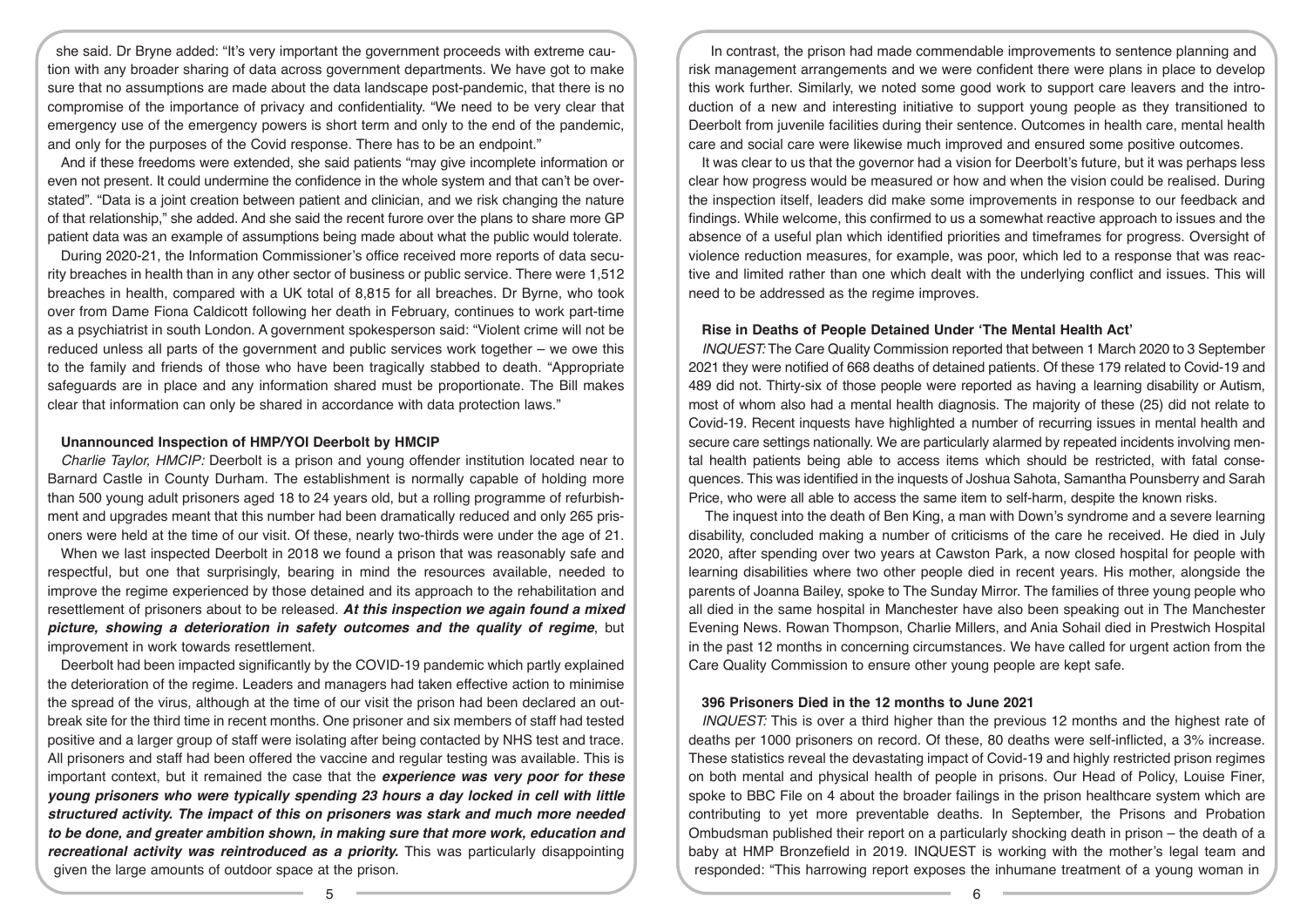she said. Dr Bryne added: "It's very important the government proceeds with extreme caution with any broader sharing of data across government departments. We have got to make sure that no assumptions are made about the data landscape post-pandemic, that there is no compromise of the importance of privacy and confidentiality. "We need to be very clear that emergency use of the emergency powers is short term and only to the end of the pandemic, and only for the purposes of the Covid response. There has to be an endpoint."

And if these freedoms were extended, she said patients "may give incomplete information or even not present. It could undermine the confidence in the whole system and that can't be overstated". "Data is a joint creation between patient and clinician, and we risk changing the nature of that relationship," she added. And she said the recent furore over the plans to share more GP patient data was an example of assumptions being made about what the public would tolerate.

During 2020-21, the Information Commissioner's office received more reports of data security breaches in health than in any other sector of business or public service. There were 1,512 breaches in health, compared with a UK total of 8,815 for all breaches. Dr Byrne, who took over from Dame Fiona Caldicott following her death in February, continues to work part-time as a psychiatrist in south London. A government spokesperson said: "Violent crime will not be reduced unless all parts of the government and public services work together – we owe this to the family and friends of those who have been tragically stabbed to death. "Appropriate safeguards are in place and any information shared must be proportionate. The Bill makes clear that information can only be shared in accordance with data protection laws."

### Unannounced Inspection of HMP/YOI Deerbolt by HMCIP

*Charlie Taylor, HMCIP:* Deerbolt is a prison and young offender institution located near to Barnard Castle in County Durham. The establishment is normally capable of holding more than 500 young adult prisoners aged 18 to 24 years old, but a rolling programme of refurbishment and upgrades meant that this number had been dramatically reduced and only 265 prisoners were held at the time of our visit. Of these, nearly two-thirds were under the age of 21.

When we last inspected Deerbolt in 2018 we found a prison that was reasonably safe and respectful, but one that surprisingly, bearing in mind the resources available, needed to improve the regime experienced by those detained and its approach to the rehabilitation and resettlement of prisoners about to be released. ***At this inspection we again found a mixed picture, showing a deterioration in safety outcomes and the quality of regime***, but improvement in work towards resettlement.

Deerbolt had been impacted significantly by the COVID-19 pandemic which partly explained the deterioration of the regime. Leaders and managers had taken effective action to minimise the spread of the virus, although at the time of our visit the prison had been declared an outbreak site for the third time in recent months. One prisoner and six members of staff had tested positive and a larger group of staff were isolating after being contacted by NHS test and trace. All prisoners and staff had been offered the vaccine and regular testing was available. This is important context, but it remained the case that the ***experience was very poor for these young prisoners who were typically spending 23 hours a day locked in cell with little structured activity. The impact of this on prisoners was stark and much more needed to be done, and greater ambition shown, in making sure that more work, education and recreational activity was reintroduced as a priority.*** This was particularly disappointing given the large amounts of outdoor space at the prison.

In contrast, the prison had made commendable improvements to sentence planning and risk management arrangements and we were confident there were plans in place to develop this work further. Similarly, we noted some good work to support care leavers and the introduction of a new and interesting initiative to support young people as they transitioned to Deerbolt from juvenile facilities during their sentence. Outcomes in health care, mental health care and social care were likewise much improved and ensured some positive outcomes.

It was clear to us that the governor had a vision for Deerbolt's future, but it was perhaps less clear how progress would be measured or how and when the vision could be realised. During the inspection itself, leaders did make some improvements in response to our feedback and findings. While welcome, this confirmed to us a somewhat reactive approach to issues and the absence of a useful plan which identified priorities and timeframes for progress. Oversight of violence reduction measures, for example, was poor, which led to a response that was reactive and limited rather than one which dealt with the underlying conflict and issues. This will need to be addressed as the regime improves.

### Rise in Deaths of People Detained Under 'The Mental Health Act'

*INQUEST:* The Care Quality Commission reported that between 1 March 2020 to 3 September 2021 they were notified of 668 deaths of detained patients. Of these 179 related to Covid-19 and 489 did not. Thirty-six of those people were reported as having a learning disability or Autism, most of whom also had a mental health diagnosis. The majority of these (25) did not relate to Covid-19. Recent inquests have highlighted a number of recurring issues in mental health and secure care settings nationally. We are particularly alarmed by repeated incidents involving mental health patients being able to access items which should be restricted, with fatal consequences. This was identified in the inquests of Joshua Sahota, Samantha Pounsberry and Sarah Price, who were all able to access the same item to self-harm, despite the known risks.

The inquest into the death of Ben King, a man with Down's syndrome and a severe learning disability, concluded making a number of criticisms of the care he received. He died in July 2020, after spending over two years at Cawston Park, a now closed hospital for people with learning disabilities where two other people died in recent years. His mother, alongside the parents of Joanna Bailey, spoke to The Sunday Mirror. The families of three young people who all died in the same hospital in Manchester have also been speaking out in The Manchester Evening News. Rowan Thompson, Charlie Millers, and Ania Sohail died in Prestwich Hospital in the past 12 months in concerning circumstances. We have called for urgent action from the Care Quality Commission to ensure other young people are kept safe.

### 396 Prisoners Died in the 12 months to June 2021

*INQUEST:* This is over a third higher than the previous 12 months and the highest rate of deaths per 1000 prisoners on record. Of these, 80 deaths were self-inflicted, a 3% increase. These statistics reveal the devastating impact of Covid-19 and highly restricted prison regimes on both mental and physical health of people in prisons. Our Head of Policy, Louise Finer, spoke to BBC File on 4 about the broader failings in the prison healthcare system which are contributing to yet more preventable deaths. In September, the Prisons and Probation Ombudsman published their report on a particularly shocking death in prison – the death of a baby at HMP Bronzefield in 2019. INQUEST is working with the mother's legal team and responded: "This harrowing report exposes the inhumane treatment of a young woman in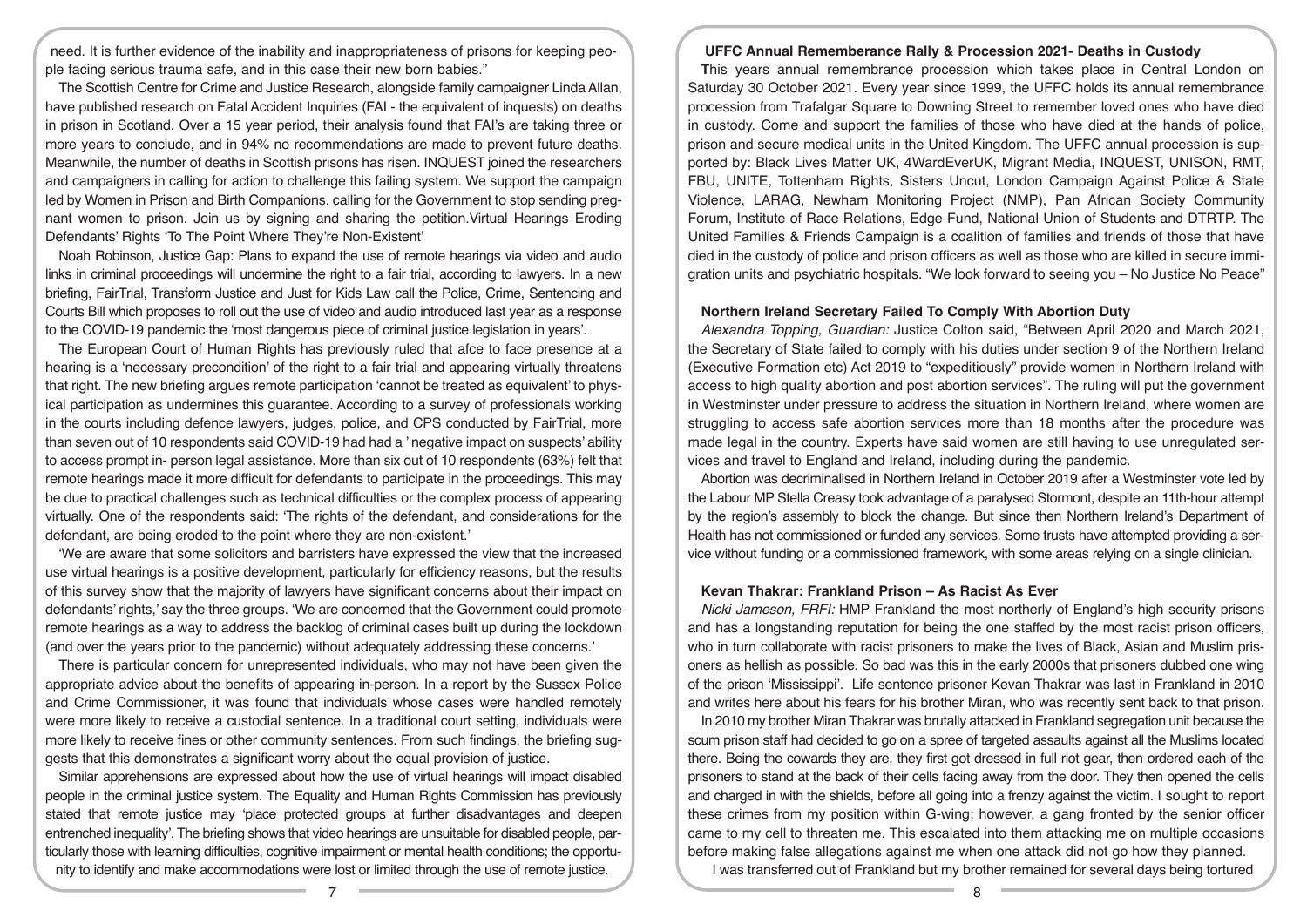need. It is further evidence of the inability and inappropriateness of prisons for keeping people facing serious trauma safe, and in this case their new born babies."

The Scottish Centre for Crime and Justice Research, alongside family campaigner Linda Allan, have published research on Fatal Accident Inquiries (FAI - the equivalent of inquests) on deaths in prison in Scotland. Over a 15 year period, their analysis found that FAI's are taking three or more years to conclude, and in 94% no recommendations are made to prevent future deaths. Meanwhile, the number of deaths in Scottish prisons has risen. INQUEST joined the researchers and campaigners in calling for action to challenge this failing system. We support the campaign led by Women in Prison and Birth Companions, calling for the Government to stop sending pregnant women to prison. Join us by signing and sharing the petition.Virtual Hearings Eroding Defendants' Rights 'To The Point Where They're Non-Existent'

Noah Robinson, Justice Gap: Plans to expand the use of remote hearings via video and audio links in criminal proceedings will undermine the right to a fair trial, according to lawyers. In a new briefing, FairTrial, Transform Justice and Just for Kids Law call the Police, Crime, Sentencing and Courts Bill which proposes to roll out the use of video and audio introduced last year as a response to the COVID-19 pandemic the 'most dangerous piece of criminal justice legislation in years'.

The European Court of Human Rights has previously ruled that afce to face presence at a hearing is a 'necessary precondition' of the right to a fair trial and appearing virtually threatens that right. The new briefing argues remote participation 'cannot be treated as equivalent' to physical participation as undermines this guarantee. According to a survey of professionals working in the courts including defence lawyers, judges, police, and CPS conducted by FairTrial, more than seven out of 10 respondents said COVID-19 had had a ' negative impact on suspects' ability to access prompt in- person legal assistance. More than six out of 10 respondents (63%) felt that remote hearings made it more difficult for defendants to participate in the proceedings. This may be due to practical challenges such as technical difficulties or the complex process of appearing virtually. One of the respondents said: 'The rights of the defendant, and considerations for the defendant, are being eroded to the point where they are non-existent.'

'We are aware that some solicitors and barristers have expressed the view that the increased use virtual hearings is a positive development, particularly for efficiency reasons, but the results of this survey show that the majority of lawyers have significant concerns about their impact on defendants' rights,' say the three groups. 'We are concerned that the Government could promote remote hearings as a way to address the backlog of criminal cases built up during the lockdown (and over the years prior to the pandemic) without adequately addressing these concerns.'

There is particular concern for unrepresented individuals, who may not have been given the appropriate advice about the benefits of appearing in-person. In a report by the Sussex Police and Crime Commissioner, it was found that individuals whose cases were handled remotely were more likely to receive a custodial sentence. In a traditional court setting, individuals were more likely to receive fines or other community sentences. From such findings, the briefing suggests that this demonstrates a significant worry about the equal provision of justice.

Similar apprehensions are expressed about how the use of virtual hearings will impact disabled people in the criminal justice system. The Equality and Human Rights Commission has previously stated that remote justice may 'place protected groups at further disadvantages and deepen entrenched inequality'. The briefing shows that video hearings are unsuitable for disabled people, particularly those with learning difficulties, cognitive impairment or mental health conditions; the opportunity to identify and make accommodations were lost or limited through the use of remote justice.

### UFFC Annual Rememberance Rally & Procession 2021- Deaths in Custody

This years annual remembrance procession which takes place in Central London on Saturday 30 October 2021. Every year since 1999, the UFFC holds its annual remembrance procession from Trafalgar Square to Downing Street to remember loved ones who have died in custody. Come and support the families of those who have died at the hands of police, prison and secure medical units in the United Kingdom. The UFFC annual procession is supported by: Black Lives Matter UK, 4WardEverUK, Migrant Media, INQUEST, UNISON, RMT, FBU, UNITE, Tottenham Rights, Sisters Uncut, London Campaign Against Police & State Violence, LARAG, Newham Monitoring Project (NMP), Pan African Society Community Forum, Institute of Race Relations, Edge Fund, National Union of Students and DTRTP. The United Families & Friends Campaign is a coalition of families and friends of those that have died in the custody of police and prison officers as well as those who are killed in secure immigration units and psychiatric hospitals. "We look forward to seeing you – No Justice No Peace"

### Northern Ireland Secretary Failed To Comply With Abortion Duty

*Alexandra Topping, Guardian:* Justice Colton said, "Between April 2020 and March 2021, the Secretary of State failed to comply with his duties under section 9 of the Northern Ireland (Executive Formation etc) Act 2019 to "expeditiously" provide women in Northern Ireland with access to high quality abortion and post abortion services". The ruling will put the government in Westminster under pressure to address the situation in Northern Ireland, where women are struggling to access safe abortion services more than 18 months after the procedure was made legal in the country. Experts have said women are still having to use unregulated services and travel to England and Ireland, including during the pandemic.

Abortion was decriminalised in Northern Ireland in October 2019 after a Westminster vote led by the Labour MP Stella Creasy took advantage of a paralysed Stormont, despite an 11th-hour attempt by the region's assembly to block the change. But since then Northern Ireland's Department of Health has not commissioned or funded any services. Some trusts have attempted providing a service without funding or a commissioned framework, with some areas relying on a single clinician.

### Kevan Thakrar: Frankland Prison – As Racist As Ever

*Nicki Jameson, FRFI:* HMP Frankland the most northerly of England's high security prisons and has a longstanding reputation for being the one staffed by the most racist prison officers, who in turn collaborate with racist prisoners to make the lives of Black, Asian and Muslim prisoners as hellish as possible. So bad was this in the early 2000s that prisoners dubbed one wing of the prison 'Mississippi'. Life sentence prisoner Kevan Thakrar was last in Frankland in 2010 and writes here about his fears for his brother Miran, who was recently sent back to that prison.

In 2010 my brother Miran Thakrar was brutally attacked in Frankland segregation unit because the scum prison staff had decided to go on a spree of targeted assaults against all the Muslims located there. Being the cowards they are, they first got dressed in full riot gear, then ordered each of the prisoners to stand at the back of their cells facing away from the door. They then opened the cells and charged in with the shields, before all going into a frenzy against the victim. I sought to report these crimes from my position within G-wing; however, a gang fronted by the senior officer came to my cell to threaten me. This escalated into them attacking me on multiple occasions before making false allegations against me when one attack did not go how they planned.

I was transferred out of Frankland but my brother remained for several days being tortured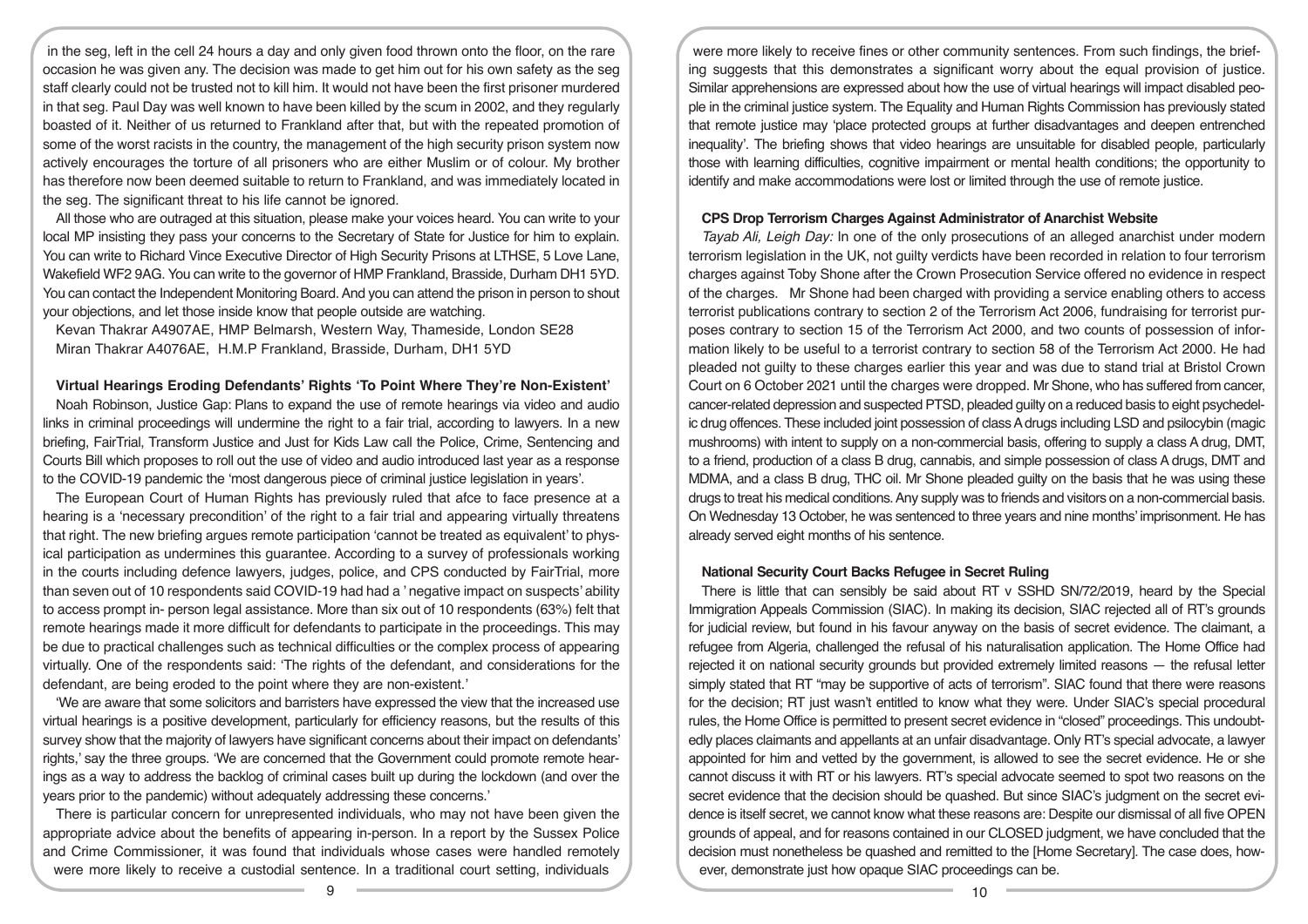in the seg, left in the cell 24 hours a day and only given food thrown onto the floor, on the rare occasion he was given any. The decision was made to get him out for his own safety as the seg staff clearly could not be trusted not to kill him. It would not have been the first prisoner murdered in that seg. Paul Day was well known to have been killed by the scum in 2002, and they regularly boasted of it. Neither of us returned to Frankland after that, but with the repeated promotion of some of the worst racists in the country, the management of the high security prison system now actively encourages the torture of all prisoners who are either Muslim or of colour. My brother has therefore now been deemed suitable to return to Frankland, and was immediately located in the seg. The significant threat to his life cannot be ignored.

All those who are outraged at this situation, please make your voices heard. You can write to your local MP insisting they pass your concerns to the Secretary of State for Justice for him to explain. You can write to Richard Vince Executive Director of High Security Prisons at LTHSE, 5 Love Lane, Wakefield WF2 9AG. You can write to the governor of HMP Frankland, Brasside, Durham DH1 5YD. You can contact the Independent Monitoring Board. And you can attend the prison in person to shout your objections, and let those inside know that people outside are watching.

Kevan Thakrar A4907AE, HMP Belmarsh, Western Way, Thameside, London SE28
Miran Thakrar A4076AE, H.M.P Frankland, Brasside, Durham, DH1 5YD

### Virtual Hearings Eroding Defendants' Rights 'To Point Where They're Non-Existent'

Noah Robinson, Justice Gap: Plans to expand the use of remote hearings via video and audio links in criminal proceedings will undermine the right to a fair trial, according to lawyers. In a new briefing, FairTrial, Transform Justice and Just for Kids Law call the Police, Crime, Sentencing and Courts Bill which proposes to roll out the use of video and audio introduced last year as a response to the COVID-19 pandemic the 'most dangerous piece of criminal justice legislation in years'.

The European Court of Human Rights has previously ruled that afce to face presence at a hearing is a 'necessary precondition' of the right to a fair trial and appearing virtually threatens that right. The new briefing argues remote participation 'cannot be treated as equivalent' to physical participation as undermines this guarantee. According to a survey of professionals working in the courts including defence lawyers, judges, police, and CPS conducted by FairTrial, more than seven out of 10 respondents said COVID-19 had had a ' negative impact on suspects' ability to access prompt in- person legal assistance. More than six out of 10 respondents (63%) felt that remote hearings made it more difficult for defendants to participate in the proceedings. This may be due to practical challenges such as technical difficulties or the complex process of appearing virtually. One of the respondents said: 'The rights of the defendant, and considerations for the defendant, are being eroded to the point where they are non-existent.'

'We are aware that some solicitors and barristers have expressed the view that the increased use virtual hearings is a positive development, particularly for efficiency reasons, but the results of this survey show that the majority of lawyers have significant concerns about their impact on defendants' rights,' say the three groups. 'We are concerned that the Government could promote remote hearings as a way to address the backlog of criminal cases built up during the lockdown (and over the years prior to the pandemic) without adequately addressing these concerns.'

There is particular concern for unrepresented individuals, who may not have been given the appropriate advice about the benefits of appearing in-person. In a report by the Sussex Police and Crime Commissioner, it was found that individuals whose cases were handled remotely were more likely to receive a custodial sentence. In a traditional court setting, individuals were more likely to receive fines or other community sentences. From such findings, the briefing suggests that this demonstrates a significant worry about the equal provision of justice. Similar apprehensions are expressed about how the use of virtual hearings will impact disabled people in the criminal justice system. The Equality and Human Rights Commission has previously stated that remote justice may 'place protected groups at further disadvantages and deepen entrenched inequality'. The briefing shows that video hearings are unsuitable for disabled people, particularly those with learning difficulties, cognitive impairment or mental health conditions; the opportunity to identify and make accommodations were lost or limited through the use of remote justice.

### CPS Drop Terrorism Charges Against Administrator of Anarchist Website

*Tayab Ali, Leigh Day:* In one of the only prosecutions of an alleged anarchist under modern terrorism legislation in the UK, not guilty verdicts have been recorded in relation to four terrorism charges against Toby Shone after the Crown Prosecution Service offered no evidence in respect of the charges. Mr Shone had been charged with providing a service enabling others to access terrorist publications contrary to section 2 of the Terrorism Act 2006, fundraising for terrorist purposes contrary to section 15 of the Terrorism Act 2000, and two counts of possession of information likely to be useful to a terrorist contrary to section 58 of the Terrorism Act 2000. He had pleaded not guilty to these charges earlier this year and was due to stand trial at Bristol Crown Court on 6 October 2021 until the charges were dropped. Mr Shone, who has suffered from cancer, cancer-related depression and suspected PTSD, pleaded guilty on a reduced basis to eight psychedelic drug offences. These included joint possession of class A drugs including LSD and psilocybin (magic mushrooms) with intent to supply on a non-commercial basis, offering to supply a class A drug, DMT, to a friend, production of a class B drug, cannabis, and simple possession of class A drugs, DMT and MDMA, and a class B drug, THC oil. Mr Shone pleaded guilty on the basis that he was using these drugs to treat his medical conditions. Any supply was to friends and visitors on a non-commercial basis. On Wednesday 13 October, he was sentenced to three years and nine months' imprisonment. He has already served eight months of his sentence.

### National Security Court Backs Refugee in Secret Ruling

There is little that can sensibly be said about RT v SSHD SN/72/2019, heard by the Special Immigration Appeals Commission (SIAC). In making its decision, SIAC rejected all of RT's grounds for judicial review, but found in his favour anyway on the basis of secret evidence. The claimant, a refugee from Algeria, challenged the refusal of his naturalisation application. The Home Office had rejected it on national security grounds but provided extremely limited reasons — the refusal letter simply stated that RT "may be supportive of acts of terrorism". SIAC found that there were reasons for the decision; RT just wasn't entitled to know what they were. Under SIAC's special procedural rules, the Home Office is permitted to present secret evidence in "closed" proceedings. This undoubtedly places claimants and appellants at an unfair disadvantage. Only RT's special advocate, a lawyer appointed for him and vetted by the government, is allowed to see the secret evidence. He or she cannot discuss it with RT or his lawyers. RT's special advocate seemed to spot two reasons on the secret evidence that the decision should be quashed. But since SIAC's judgment on the secret evidence is itself secret, we cannot know what these reasons are: Despite our dismissal of all five OPEN grounds of appeal, and for reasons contained in our CLOSED judgment, we have concluded that the decision must nonetheless be quashed and remitted to the [Home Secretary]. The case does, however, demonstrate just how opaque SIAC proceedings can be.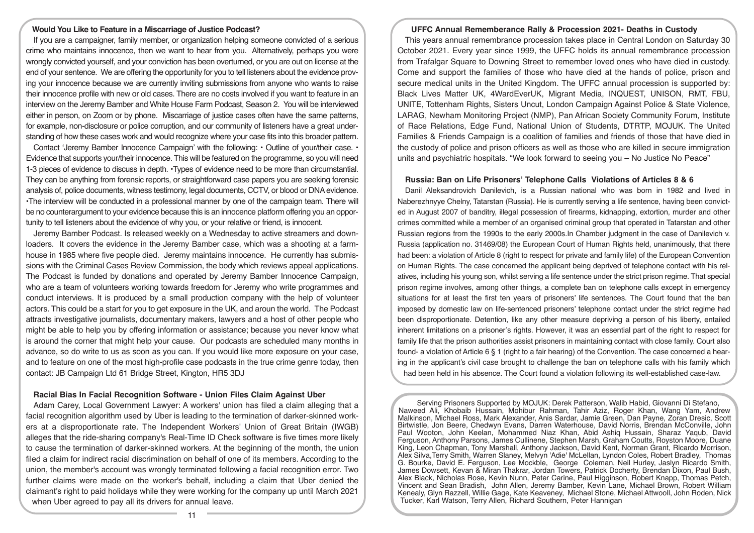### Would You Like to Feature in a Miscarriage of Justice Podcast?

If you are a campaigner, family member, or organization helping someone convicted of a serious crime who maintains innocence, then we want to hear from you. Alternatively, perhaps you were wrongly convicted yourself, and your conviction has been overturned, or you are out on license at the end of your sentence. We are offering the opportunity for you to tell listeners about the evidence proving your innocence because we are currently inviting submissions from anyone who wants to raise their innocence profile with new or old cases. There are no costs involved if you want to feature in an interview on the Jeremy Bamber and White House Farm Podcast, Season 2. You will be interviewed either in person, on Zoom or by phone. Miscarriage of justice cases often have the same patterns, for example, non-disclosure or police corruption, and our community of listeners have a great understanding of how these cases work and would recognize where your case fits into this broader pattern.

Contact 'Jeremy Bamber Innocence Campaign' with the following: • Outline of your/their case. • Evidence that supports your/their innocence. This will be featured on the programme, so you will need 1-3 pieces of evidence to discuss in depth. •Types of evidence need to be more than circumstantial. They can be anything from forensic reports, or straightforward case papers you are seeking forensic analysis of, police documents, witness testimony, legal documents, CCTV, or blood or DNA evidence. •The interview will be conducted in a professional manner by one of the campaign team. There will be no counterargument to your evidence because this is an innocence platform offering you an opportunity to tell listeners about the evidence of why you, or your relative or friend, is innocent.

Jeremy Bamber Podcast. Is released weekly on a Wednesday to active streamers and downloaders. It covers the evidence in the Jeremy Bamber case, which was a shooting at a farmhouse in 1985 where five people died. Jeremy maintains innocence. He currently has submissions with the Criminal Cases Review Commission, the body which reviews appeal applications. The Podcast is funded by donations and operated by Jeremy Bamber Innocence Campaign, who are a team of volunteers working towards freedom for Jeremy who write programmes and conduct interviews. It is produced by a small production company with the help of volunteer actors. This could be a start for you to get exposure in the UK, and aroun the world. The Podcast attracts investigative journalists, documentary makers, lawyers and a host of other people who might be able to help you by offering information or assistance; because you never know what is around the corner that might help your cause. Our podcasts are scheduled many months in advance, so do write to us as soon as you can. If you would like more exposure on your case, and to feature on one of the most high-profile case podcasts in the true crime genre today, then contact: JB Campaign Ltd 61 Bridge Street, Kington, HR5 3DJ

### Racial Bias In Facial Recognition Software - Union Files Claim Against Uber

Adam Carey, Local Government Lawyer: A workers' union has filed a claim alleging that a facial recognition algorithm used by Uber is leading to the termination of darker-skinned workers at a disproportionate rate. The Independent Workers' Union of Great Britain (IWGB) alleges that the ride-sharing company's Real-Time ID Check software is five times more likely to cause the termination of darker-skinned workers. At the beginning of the month, the union filed a claim for indirect racial discrimination on behalf of one of its members. According to the union, the member's account was wrongly terminated following a facial recognition error. Two further claims were made on the worker's behalf, including a claim that Uber denied the claimant's right to paid holidays while they were working for the company up until March 2021 when Uber agreed to pay all its drivers for annual leave.

### UFFC Annual Rememberance Rally & Procession 2021- Deaths in Custody

This years annual remembrance procession takes place in Central London on Saturday 30 October 2021. Every year since 1999, the UFFC holds its annual remembrance procession from Trafalgar Square to Downing Street to remember loved ones who have died in custody. Come and support the families of those who have died at the hands of police, prison and secure medical units in the United Kingdom. The UFFC annual procession is supported by: Black Lives Matter UK, 4WardEverUK, Migrant Media, INQUEST, UNISON, RMT, FBU, UNITE, Tottenham Rights, Sisters Uncut, London Campaign Against Police & State Violence, LARAG, Newham Monitoring Project (NMP), Pan African Society Community Forum, Institute of Race Relations, Edge Fund, National Union of Students, DTRTP, MOJUK. The United Families & Friends Campaign is a coalition of families and friends of those that have died in the custody of police and prison officers as well as those who are killed in secure immigration units and psychiatric hospitals. "We look forward to seeing you – No Justice No Peace"

### Russia: Ban on Life Prisoners' Telephone Calls Violations of Articles 8 & 6

Danil Aleksandrovich Danilevich, is a Russian national who was born in 1982 and lived in Naberezhnyye Chelny, Tatarstan (Russia). He is currently serving a life sentence, having been convicted in August 2007 of banditry, illegal possession of firearms, kidnapping, extortion, murder and other crimes committed while a member of an organised criminal group that operated in Tatarstan and other Russian regions from the 1990s to the early 2000s.In Chamber judgment in the case of Danilevich v. Russia (application no. 31469/08) the European Court of Human Rights held, unanimously, that there had been: a violation of Article 8 (right to respect for private and family life) of the European Convention on Human Rights. The case concerned the applicant being deprived of telephone contact with his relatives, including his young son, whilst serving a life sentence under the strict prison regime. That special prison regime involves, among other things, a complete ban on telephone calls except in emergency situations for at least the first ten years of prisoners' life sentences. The Court found that the ban imposed by domestic law on life-sentenced prisoners' telephone contact under the strict regime had been disproportionate. Detention, like any other measure depriving a person of his liberty, entailed inherent limitations on a prisoner's rights. However, it was an essential part of the right to respect for family life that the prison authorities assist prisoners in maintaining contact with close family. Court also found- a violation of Article 6 § 1 (right to a fair hearing) of the Convention. The case concerned a hearing in the applicant's civil case brought to challenge the ban on telephone calls with his family which had been held in his absence. The Court found a violation following its well-established case-law.

Serving Prisoners Supported by MOJUK: Derek Patterson, Walib Habid, Giovanni Di Stefano, Naweed Ali, Khobaib Hussain, Mohibur Rahman, Tahir Aziz, Roger Khan, Wang Yam, Andrew Malkinson, Michael Ross, Mark Alexander, Anis Sardar, Jamie Green, Dan Payne, Zoran Dresic, Scott Birtwistle, Jon Beere, Chedwyn Evans, Darren Waterhouse, David Norris, Brendan McConville, John Paul Wooton, John Keelan, Mohammed Niaz Khan, Abid Ashiq Hussain, Sharaz Yaqub, David Ferguson, Anthony Parsons, James Cullinene, Stephen Marsh, Graham Coutts, Royston Moore, Duane King, Leon Chapman, Tony Marshall, Anthony Jackson, David Kent, Norman Grant, Ricardo Morrison, Alex Silva,Terry Smith, Warren Slaney, Melvyn 'Adie' McLellan, Lyndon Coles, Robert Bradley, Thomas G. Bourke, David E. Ferguson, Lee Mockble, George Coleman, Neil Hurley, Jaslyn Ricardo Smith, James Dowsett, Kevan & Miran Thakrar, Jordan Towers, Patrick Docherty, Brendan Dixon, Paul Bush, Alex Black, Nicholas Rose, Kevin Nunn, Peter Carine, Paul Higginson, Robert Knapp, Thomas Petch, Vincent and Sean Bradish, John Allen, Jeremy Bamber, Kevin Lane, Michael Brown, Robert William Kenealy, Glyn Razzell, Willie Gage, Kate Keaveney, Michael Stone, Michael Attwooll, John Roden, Nick Tucker, Karl Watson, Terry Allen, Richard Southern, Peter Hannigan